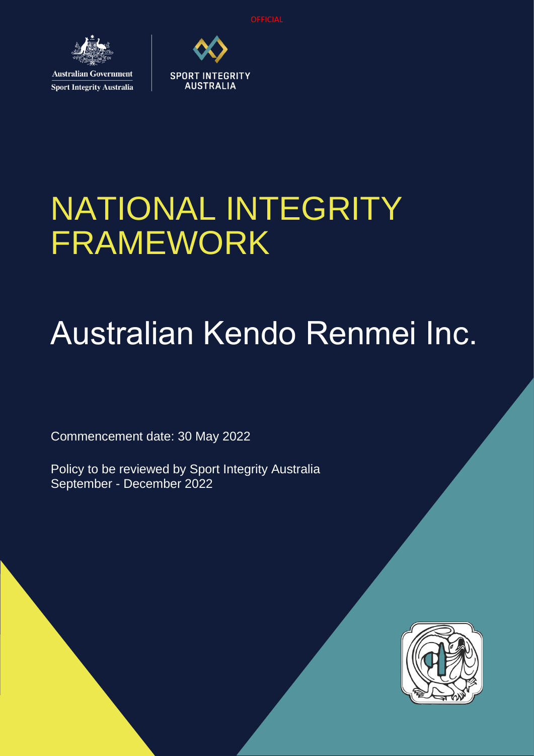OFFICIAL

Australian Government
Sport Integrity Australia

SPORT INTEGRITY AUSTRALIA

# NATIONAL INTEGRITY FRAMEWORK

# Australian Kendo Renmei Inc.

Commencement date: 30 May 2022

Policy to be reviewed by Sport Integrity Australia
September - December 2022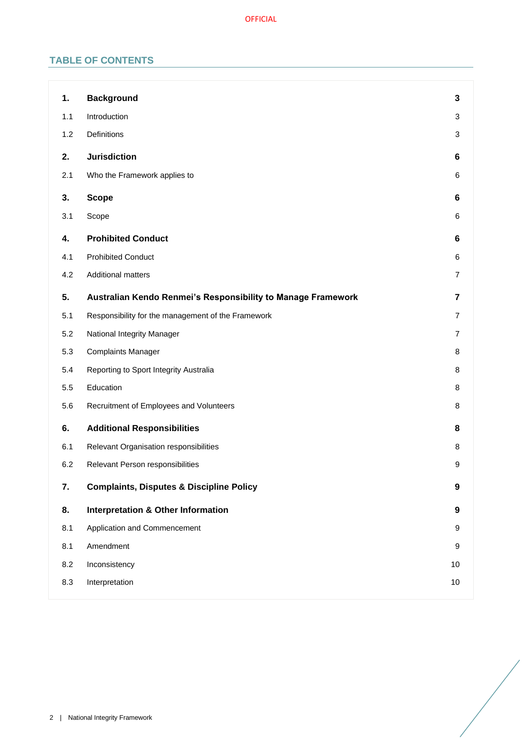## TABLE OF CONTENTS

| | | |
|---|---|---|
| **1.** | **Background** | **3** |
| 1.1 | Introduction | 3 |
| 1.2 | Definitions | 3 |
| **2.** | **Jurisdiction** | **6** |
| 2.1 | Who the Framework applies to | 6 |
| **3.** | **Scope** | **6** |
| 3.1 | Scope | 6 |
| **4.** | **Prohibited Conduct** | **6** |
| 4.1 | Prohibited Conduct | 6 |
| 4.2 | Additional matters | 7 |
| **5.** | **Australian Kendo Renmei's Responsibility to Manage Framework** | **7** |
| 5.1 | Responsibility for the management of the Framework | 7 |
| 5.2 | National Integrity Manager | 7 |
| 5.3 | Complaints Manager | 8 |
| 5.4 | Reporting to Sport Integrity Australia | 8 |
| 5.5 | Education | 8 |
| 5.6 | Recruitment of Employees and Volunteers | 8 |
| **6.** | **Additional Responsibilities** | **8** |
| 6.1 | Relevant Organisation responsibilities | 8 |
| 6.2 | Relevant Person responsibilities | 9 |
| **7.** | **Complaints, Disputes & Discipline Policy** | **9** |
| **8.** | **Interpretation & Other Information** | **9** |
| 8.1 | Application and Commencement | 9 |
| 8.1 | Amendment | 9 |
| 8.2 | Inconsistency | 10 |
| 8.3 | Interpretation | 10 |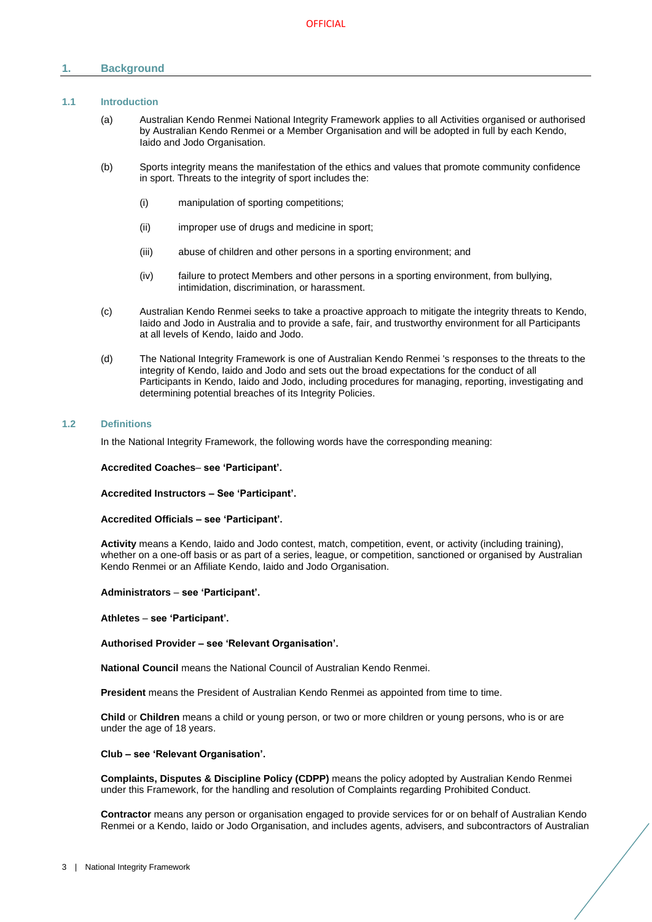## 1. Background

### 1.1 Introduction

(a) Australian Kendo Renmei National Integrity Framework applies to all Activities organised or authorised by Australian Kendo Renmei or a Member Organisation and will be adopted in full by each Kendo, Iaido and Jodo Organisation.

(b) Sports integrity means the manifestation of the ethics and values that promote community confidence in sport. Threats to the integrity of sport includes the:

- (i) manipulation of sporting competitions;
- (ii) improper use of drugs and medicine in sport;
- (iii) abuse of children and other persons in a sporting environment; and
- (iv) failure to protect Members and other persons in a sporting environment, from bullying, intimidation, discrimination, or harassment.

(c) Australian Kendo Renmei seeks to take a proactive approach to mitigate the integrity threats to Kendo, Iaido and Jodo in Australia and to provide a safe, fair, and trustworthy environment for all Participants at all levels of Kendo, Iaido and Jodo.

(d) The National Integrity Framework is one of Australian Kendo Renmei 's responses to the threats to the integrity of Kendo, Iaido and Jodo and sets out the broad expectations for the conduct of all Participants in Kendo, Iaido and Jodo, including procedures for managing, reporting, investigating and determining potential breaches of its Integrity Policies.

### 1.2 Definitions

In the National Integrity Framework, the following words have the corresponding meaning:

**Accredited Coaches– see 'Participant'.**

**Accredited Instructors – See 'Participant'.**

**Accredited Officials – see 'Participant'.**

**Activity** means a Kendo, Iaido and Jodo contest, match, competition, event, or activity (including training), whether on a one-off basis or as part of a series, league, or competition, sanctioned or organised by Australian Kendo Renmei or an Affiliate Kendo, Iaido and Jodo Organisation.

**Administrators – see 'Participant'.**

**Athletes – see 'Participant'.**

**Authorised Provider – see 'Relevant Organisation'.**

**National Council** means the National Council of Australian Kendo Renmei.

**President** means the President of Australian Kendo Renmei as appointed from time to time.

**Child** or **Children** means a child or young person, or two or more children or young persons, who is or are under the age of 18 years.

**Club – see 'Relevant Organisation'.**

**Complaints, Disputes & Discipline Policy (CDPP)** means the policy adopted by Australian Kendo Renmei under this Framework, for the handling and resolution of Complaints regarding Prohibited Conduct.

**Contractor** means any person or organisation engaged to provide services for or on behalf of Australian Kendo Renmei or a Kendo, Iaido or Jodo Organisation, and includes agents, advisers, and subcontractors of Australian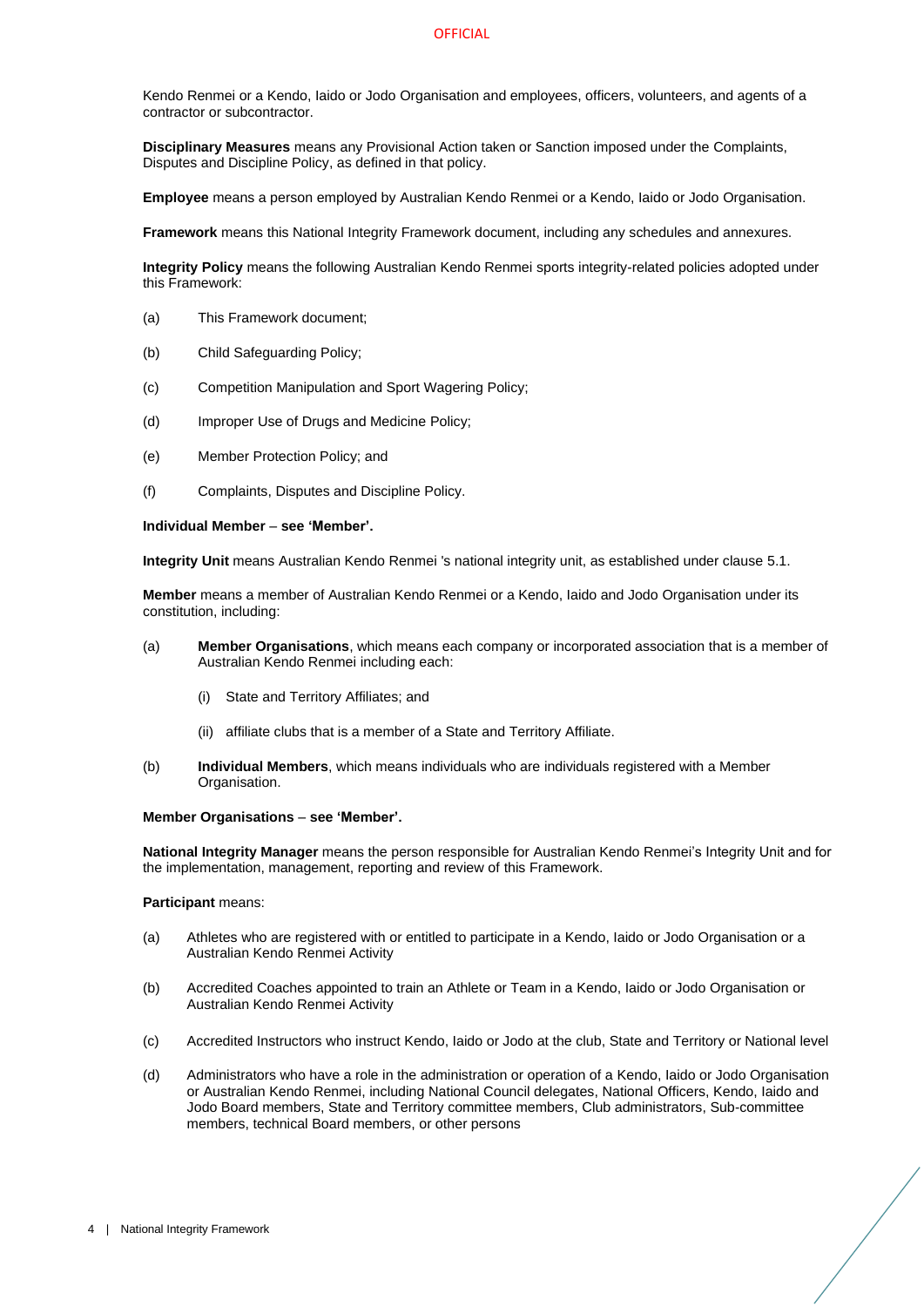Kendo Renmei or a Kendo, Iaido or Jodo Organisation and employees, officers, volunteers, and agents of a contractor or subcontractor.

**Disciplinary Measures** means any Provisional Action taken or Sanction imposed under the Complaints, Disputes and Discipline Policy, as defined in that policy.

**Employee** means a person employed by Australian Kendo Renmei or a Kendo, Iaido or Jodo Organisation.

**Framework** means this National Integrity Framework document, including any schedules and annexures.

**Integrity Policy** means the following Australian Kendo Renmei sports integrity-related policies adopted under this Framework:

(a) This Framework document;

(b) Child Safeguarding Policy;

(c) Competition Manipulation and Sport Wagering Policy;

(d) Improper Use of Drugs and Medicine Policy;

(e) Member Protection Policy; and

(f) Complaints, Disputes and Discipline Policy.

**Individual Member – see 'Member'.**

**Integrity Unit** means Australian Kendo Renmei 's national integrity unit, as established under clause 5.1.

**Member** means a member of Australian Kendo Renmei or a Kendo, Iaido and Jodo Organisation under its constitution, including:

(a) **Member Organisations**, which means each company or incorporated association that is a member of Australian Kendo Renmei including each:

  (i) State and Territory Affiliates; and

  (ii) affiliate clubs that is a member of a State and Territory Affiliate.

(b) **Individual Members**, which means individuals who are individuals registered with a Member Organisation.

**Member Organisations – see 'Member'.**

**National Integrity Manager** means the person responsible for Australian Kendo Renmei's Integrity Unit and for the implementation, management, reporting and review of this Framework.

**Participant** means:

(a) Athletes who are registered with or entitled to participate in a Kendo, Iaido or Jodo Organisation or a Australian Kendo Renmei Activity

(b) Accredited Coaches appointed to train an Athlete or Team in a Kendo, Iaido or Jodo Organisation or Australian Kendo Renmei Activity

(c) Accredited Instructors who instruct Kendo, Iaido or Jodo at the club, State and Territory or National level

(d) Administrators who have a role in the administration or operation of a Kendo, Iaido or Jodo Organisation or Australian Kendo Renmei, including National Council delegates, National Officers, Kendo, Iaido and Jodo Board members, State and Territory committee members, Club administrators, Sub-committee members, technical Board members, or other persons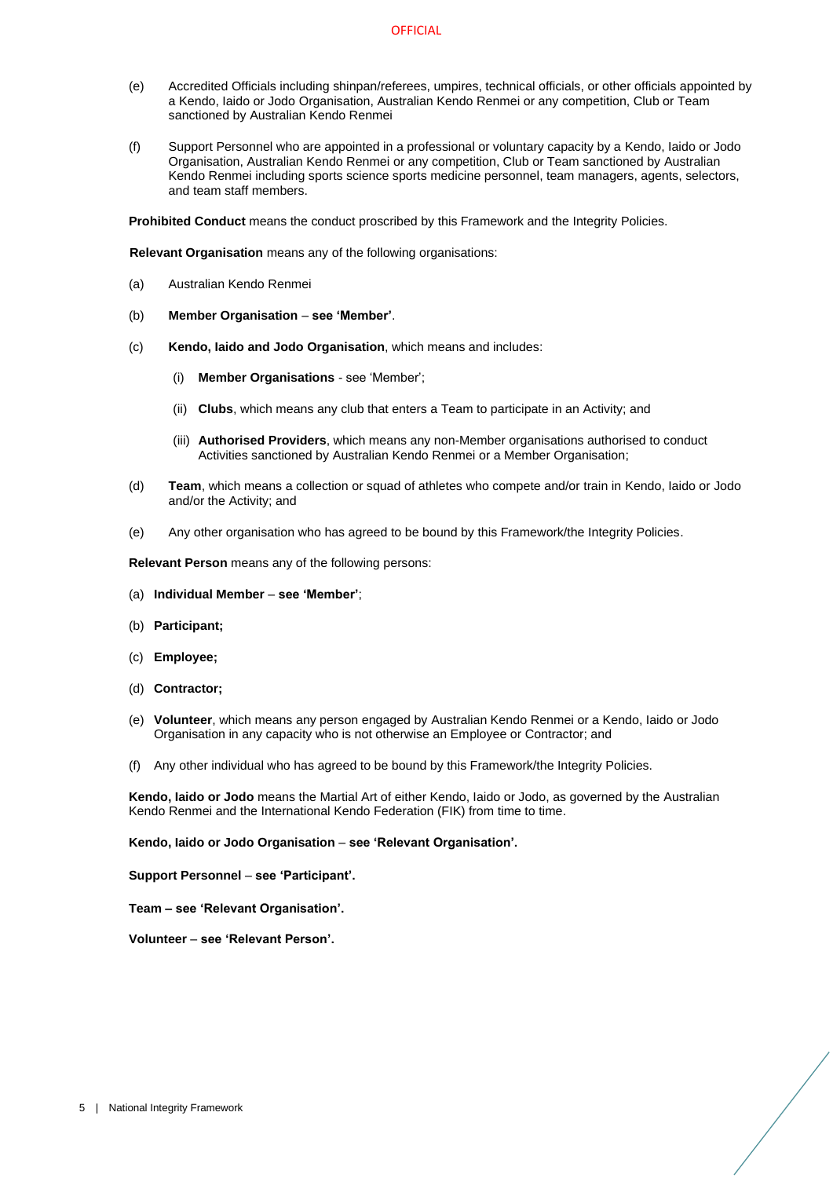(e) Accredited Officials including shinpan/referees, umpires, technical officials, or other officials appointed by a Kendo, Iaido or Jodo Organisation, Australian Kendo Renmei or any competition, Club or Team sanctioned by Australian Kendo Renmei

(f) Support Personnel who are appointed in a professional or voluntary capacity by a Kendo, Iaido or Jodo Organisation, Australian Kendo Renmei or any competition, Club or Team sanctioned by Australian Kendo Renmei including sports science sports medicine personnel, team managers, agents, selectors, and team staff members.

**Prohibited Conduct** means the conduct proscribed by this Framework and the Integrity Policies.

**Relevant Organisation** means any of the following organisations:

(a) Australian Kendo Renmei

(b) **Member Organisation – see 'Member'**.

(c) **Kendo, Iaido and Jodo Organisation**, which means and includes:

   (i) **Member Organisations** - see 'Member';

   (ii) **Clubs**, which means any club that enters a Team to participate in an Activity; and

   (iii) **Authorised Providers**, which means any non-Member organisations authorised to conduct Activities sanctioned by Australian Kendo Renmei or a Member Organisation;

(d) **Team**, which means a collection or squad of athletes who compete and/or train in Kendo, Iaido or Jodo and/or the Activity; and

(e) Any other organisation who has agreed to be bound by this Framework/the Integrity Policies.

**Relevant Person** means any of the following persons:

(a) **Individual Member – see 'Member'**;

(b) **Participant;**

(c) **Employee;**

(d) **Contractor;**

(e) **Volunteer**, which means any person engaged by Australian Kendo Renmei or a Kendo, Iaido or Jodo Organisation in any capacity who is not otherwise an Employee or Contractor; and

(f) Any other individual who has agreed to be bound by this Framework/the Integrity Policies.

**Kendo, Iaido or Jodo** means the Martial Art of either Kendo, Iaido or Jodo, as governed by the Australian Kendo Renmei and the International Kendo Federation (FIK) from time to time.

**Kendo, Iaido or Jodo Organisation – see 'Relevant Organisation'.**

**Support Personnel – see 'Participant'.**

**Team – see 'Relevant Organisation'.**

**Volunteer – see 'Relevant Person'.**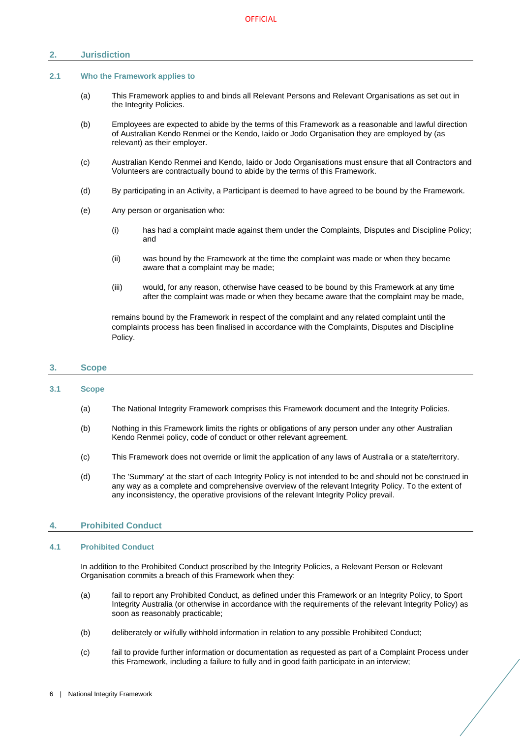## 2. Jurisdiction

### 2.1 Who the Framework applies to

(a) This Framework applies to and binds all Relevant Persons and Relevant Organisations as set out in the Integrity Policies.

(b) Employees are expected to abide by the terms of this Framework as a reasonable and lawful direction of Australian Kendo Renmei or the Kendo, Iaido or Jodo Organisation they are employed by (as relevant) as their employer.

(c) Australian Kendo Renmei and Kendo, Iaido or Jodo Organisations must ensure that all Contractors and Volunteers are contractually bound to abide by the terms of this Framework.

(d) By participating in an Activity, a Participant is deemed to have agreed to be bound by the Framework.

(e) Any person or organisation who:

(i) has had a complaint made against them under the Complaints, Disputes and Discipline Policy; and

(ii) was bound by the Framework at the time the complaint was made or when they became aware that a complaint may be made;

(iii) would, for any reason, otherwise have ceased to be bound by this Framework at any time after the complaint was made or when they became aware that the complaint may be made,

remains bound by the Framework in respect of the complaint and any related complaint until the complaints process has been finalised in accordance with the Complaints, Disputes and Discipline Policy.

## 3. Scope

### 3.1 Scope

(a) The National Integrity Framework comprises this Framework document and the Integrity Policies.

(b) Nothing in this Framework limits the rights or obligations of any person under any other Australian Kendo Renmei policy, code of conduct or other relevant agreement.

(c) This Framework does not override or limit the application of any laws of Australia or a state/territory.

(d) The 'Summary' at the start of each Integrity Policy is not intended to be and should not be construed in any way as a complete and comprehensive overview of the relevant Integrity Policy. To the extent of any inconsistency, the operative provisions of the relevant Integrity Policy prevail.

## 4. Prohibited Conduct

### 4.1 Prohibited Conduct

In addition to the Prohibited Conduct proscribed by the Integrity Policies, a Relevant Person or Relevant Organisation commits a breach of this Framework when they:

(a) fail to report any Prohibited Conduct, as defined under this Framework or an Integrity Policy, to Sport Integrity Australia (or otherwise in accordance with the requirements of the relevant Integrity Policy) as soon as reasonably practicable;

(b) deliberately or wilfully withhold information in relation to any possible Prohibited Conduct;

(c) fail to provide further information or documentation as requested as part of a Complaint Process under this Framework, including a failure to fully and in good faith participate in an interview;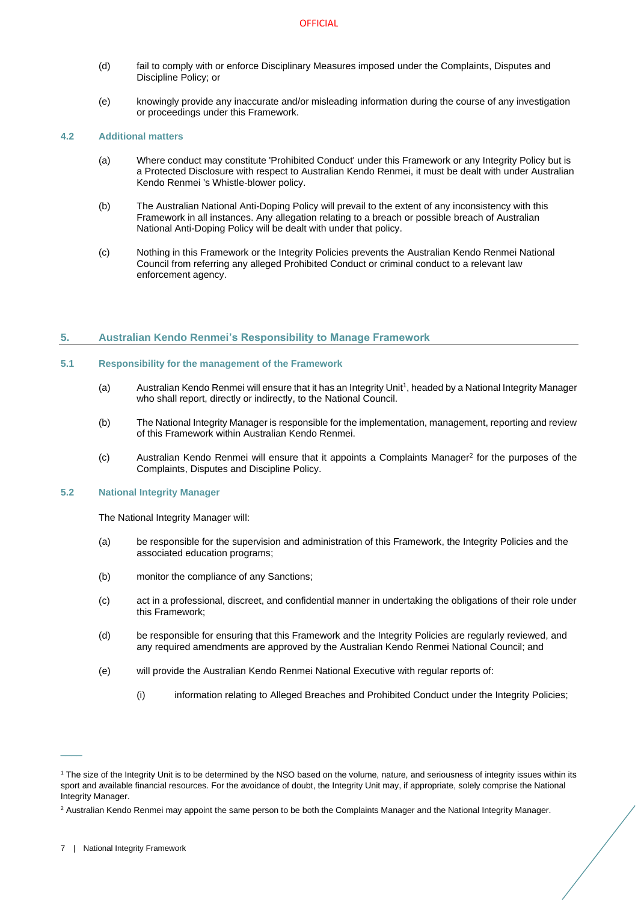(d) fail to comply with or enforce Disciplinary Measures imposed under the Complaints, Disputes and Discipline Policy; or

(e) knowingly provide any inaccurate and/or misleading information during the course of any investigation or proceedings under this Framework.

### 4.2 Additional matters

(a) Where conduct may constitute 'Prohibited Conduct' under this Framework or any Integrity Policy but is a Protected Disclosure with respect to Australian Kendo Renmei, it must be dealt with under Australian Kendo Renmei 's Whistle-blower policy.

(b) The Australian National Anti-Doping Policy will prevail to the extent of any inconsistency with this Framework in all instances. Any allegation relating to a breach or possible breach of Australian National Anti-Doping Policy will be dealt with under that policy.

(c) Nothing in this Framework or the Integrity Policies prevents the Australian Kendo Renmei National Council from referring any alleged Prohibited Conduct or criminal conduct to a relevant law enforcement agency.

## 5. Australian Kendo Renmei's Responsibility to Manage Framework

### 5.1 Responsibility for the management of the Framework

(a) Australian Kendo Renmei will ensure that it has an Integrity Unit[1], headed by a National Integrity Manager who shall report, directly or indirectly, to the National Council.

(b) The National Integrity Manager is responsible for the implementation, management, reporting and review of this Framework within Australian Kendo Renmei.

(c) Australian Kendo Renmei will ensure that it appoints a Complaints Manager[2] for the purposes of the Complaints, Disputes and Discipline Policy.

### 5.2 National Integrity Manager

The National Integrity Manager will:

(a) be responsible for the supervision and administration of this Framework, the Integrity Policies and the associated education programs;

(b) monitor the compliance of any Sanctions;

(c) act in a professional, discreet, and confidential manner in undertaking the obligations of their role under this Framework;

(d) be responsible for ensuring that this Framework and the Integrity Policies are regularly reviewed, and any required amendments are approved by the Australian Kendo Renmei National Council; and

(e) will provide the Australian Kendo Renmei National Executive with regular reports of:

 (i) information relating to Alleged Breaches and Prohibited Conduct under the Integrity Policies;

---

[1] The size of the Integrity Unit is to be determined by the NSO based on the volume, nature, and seriousness of integrity issues within its sport and available financial resources. For the avoidance of doubt, the Integrity Unit may, if appropriate, solely comprise the National Integrity Manager.

[2] Australian Kendo Renmei may appoint the same person to be both the Complaints Manager and the National Integrity Manager.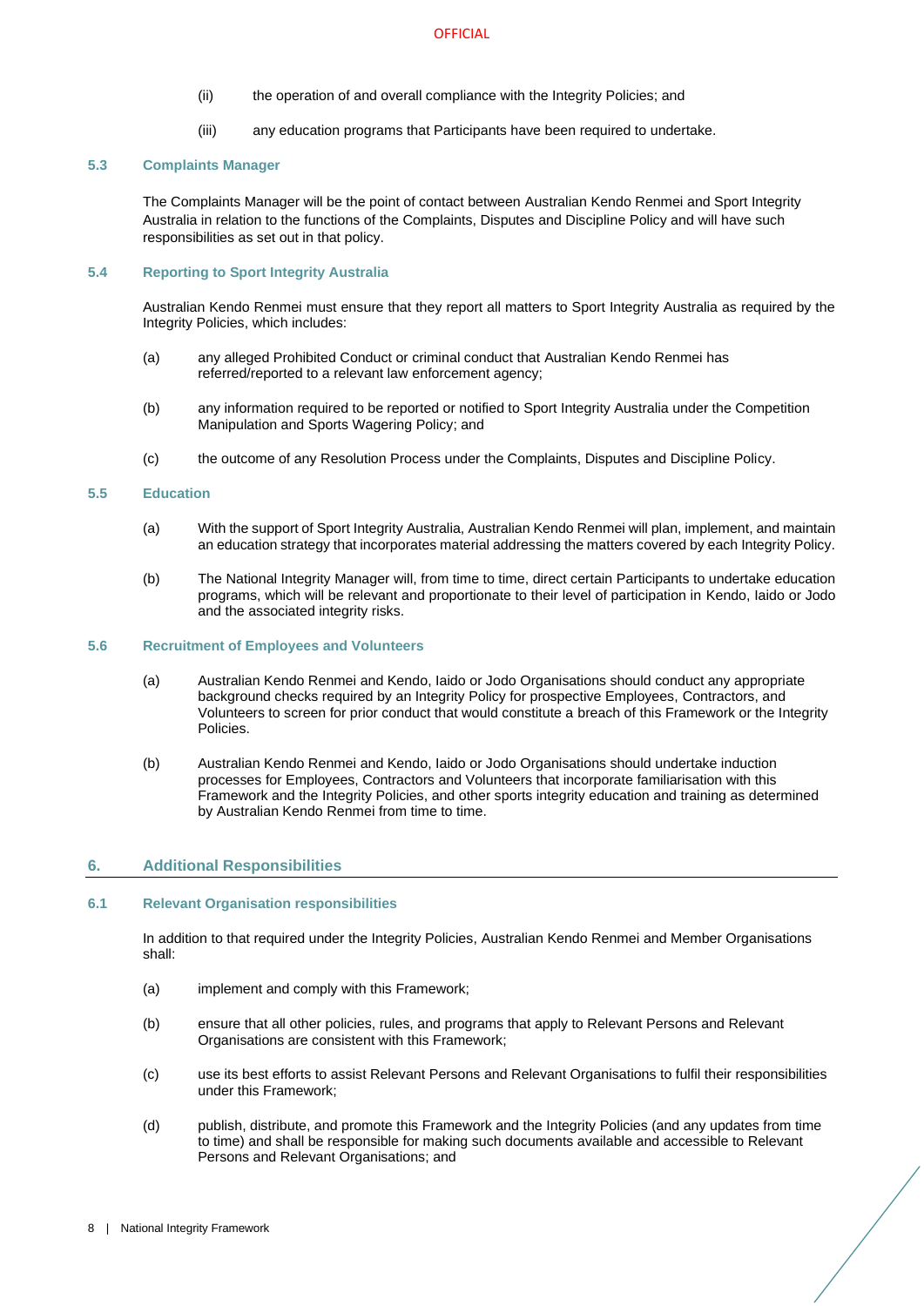(ii) the operation of and overall compliance with the Integrity Policies; and

(iii) any education programs that Participants have been required to undertake.

### 5.3 Complaints Manager

The Complaints Manager will be the point of contact between Australian Kendo Renmei and Sport Integrity Australia in relation to the functions of the Complaints, Disputes and Discipline Policy and will have such responsibilities as set out in that policy.

### 5.4 Reporting to Sport Integrity Australia

Australian Kendo Renmei must ensure that they report all matters to Sport Integrity Australia as required by the Integrity Policies, which includes:

(a) any alleged Prohibited Conduct or criminal conduct that Australian Kendo Renmei has referred/reported to a relevant law enforcement agency;

(b) any information required to be reported or notified to Sport Integrity Australia under the Competition Manipulation and Sports Wagering Policy; and

(c) the outcome of any Resolution Process under the Complaints, Disputes and Discipline Policy.

### 5.5 Education

(a) With the support of Sport Integrity Australia, Australian Kendo Renmei will plan, implement, and maintain an education strategy that incorporates material addressing the matters covered by each Integrity Policy.

(b) The National Integrity Manager will, from time to time, direct certain Participants to undertake education programs, which will be relevant and proportionate to their level of participation in Kendo, Iaido or Jodo and the associated integrity risks.

### 5.6 Recruitment of Employees and Volunteers

(a) Australian Kendo Renmei and Kendo, Iaido or Jodo Organisations should conduct any appropriate background checks required by an Integrity Policy for prospective Employees, Contractors, and Volunteers to screen for prior conduct that would constitute a breach of this Framework or the Integrity Policies.

(b) Australian Kendo Renmei and Kendo, Iaido or Jodo Organisations should undertake induction processes for Employees, Contractors and Volunteers that incorporate familiarisation with this Framework and the Integrity Policies, and other sports integrity education and training as determined by Australian Kendo Renmei from time to time.

## 6. Additional Responsibilities

### 6.1 Relevant Organisation responsibilities

In addition to that required under the Integrity Policies, Australian Kendo Renmei and Member Organisations shall:

(a) implement and comply with this Framework;

(b) ensure that all other policies, rules, and programs that apply to Relevant Persons and Relevant Organisations are consistent with this Framework;

(c) use its best efforts to assist Relevant Persons and Relevant Organisations to fulfil their responsibilities under this Framework;

(d) publish, distribute, and promote this Framework and the Integrity Policies (and any updates from time to time) and shall be responsible for making such documents available and accessible to Relevant Persons and Relevant Organisations; and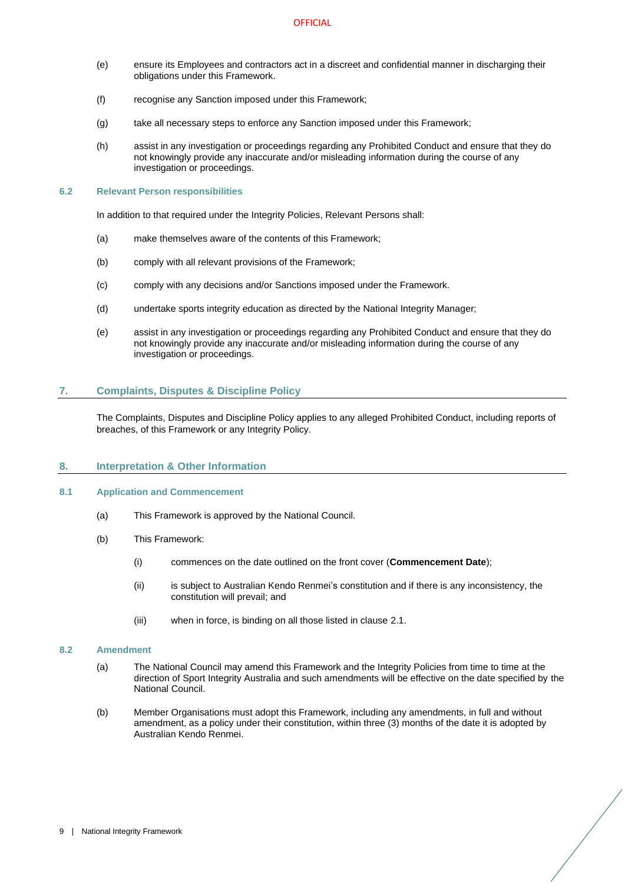(e) ensure its Employees and contractors act in a discreet and confidential manner in discharging their obligations under this Framework.

(f) recognise any Sanction imposed under this Framework;

(g) take all necessary steps to enforce any Sanction imposed under this Framework;

(h) assist in any investigation or proceedings regarding any Prohibited Conduct and ensure that they do not knowingly provide any inaccurate and/or misleading information during the course of any investigation or proceedings.

### 6.2 Relevant Person responsibilities

In addition to that required under the Integrity Policies, Relevant Persons shall:

(a) make themselves aware of the contents of this Framework;

(b) comply with all relevant provisions of the Framework;

(c) comply with any decisions and/or Sanctions imposed under the Framework.

(d) undertake sports integrity education as directed by the National Integrity Manager;

(e) assist in any investigation or proceedings regarding any Prohibited Conduct and ensure that they do not knowingly provide any inaccurate and/or misleading information during the course of any investigation or proceedings.

## 7. Complaints, Disputes & Discipline Policy

The Complaints, Disputes and Discipline Policy applies to any alleged Prohibited Conduct, including reports of breaches, of this Framework or any Integrity Policy.

## 8. Interpretation & Other Information

### 8.1 Application and Commencement

(a) This Framework is approved by the National Council.

(b) This Framework:

(i) commences on the date outlined on the front cover (**Commencement Date**);

(ii) is subject to Australian Kendo Renmei's constitution and if there is any inconsistency, the constitution will prevail; and

(iii) when in force, is binding on all those listed in clause 2.1.

### 8.2 Amendment

(a) The National Council may amend this Framework and the Integrity Policies from time to time at the direction of Sport Integrity Australia and such amendments will be effective on the date specified by the National Council.

(b) Member Organisations must adopt this Framework, including any amendments, in full and without amendment, as a policy under their constitution, within three (3) months of the date it is adopted by Australian Kendo Renmei.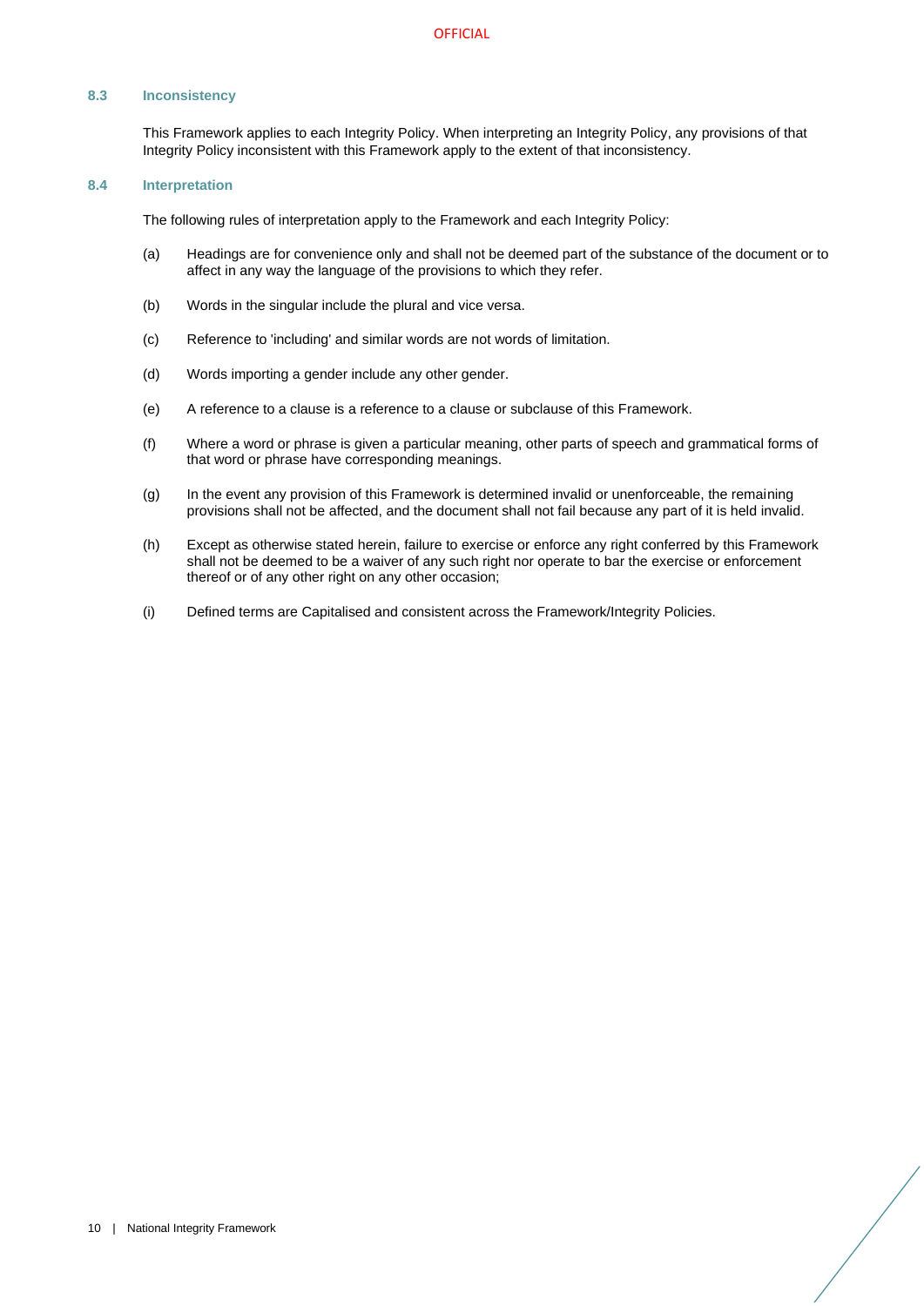### 8.3 Inconsistency

This Framework applies to each Integrity Policy. When interpreting an Integrity Policy, any provisions of that Integrity Policy inconsistent with this Framework apply to the extent of that inconsistency.

### 8.4 Interpretation

The following rules of interpretation apply to the Framework and each Integrity Policy:

(a) Headings are for convenience only and shall not be deemed part of the substance of the document or to affect in any way the language of the provisions to which they refer.

(b) Words in the singular include the plural and vice versa.

(c) Reference to 'including' and similar words are not words of limitation.

(d) Words importing a gender include any other gender.

(e) A reference to a clause is a reference to a clause or subclause of this Framework.

(f) Where a word or phrase is given a particular meaning, other parts of speech and grammatical forms of that word or phrase have corresponding meanings.

(g) In the event any provision of this Framework is determined invalid or unenforceable, the remaining provisions shall not be affected, and the document shall not fail because any part of it is held invalid.

(h) Except as otherwise stated herein, failure to exercise or enforce any right conferred by this Framework shall not be deemed to be a waiver of any such right nor operate to bar the exercise or enforcement thereof or of any other right on any other occasion;

(i) Defined terms are Capitalised and consistent across the Framework/Integrity Policies.